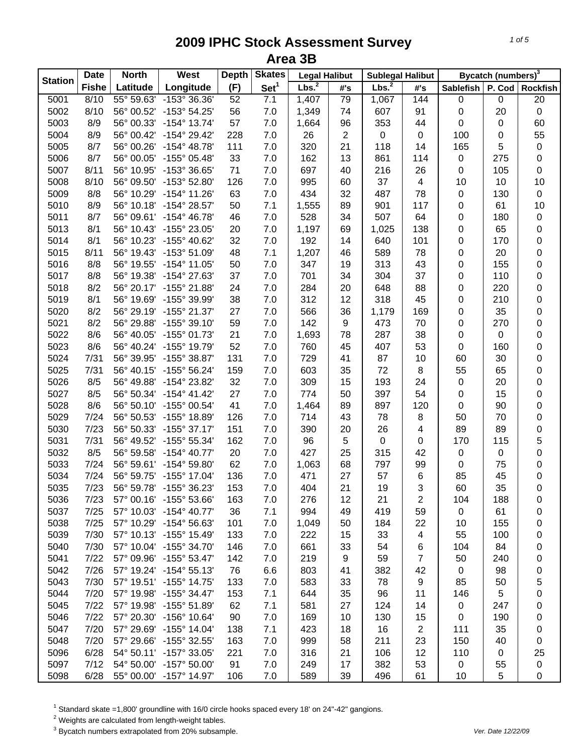# 2009 IPHC Stock Assessment Survey

## Area 3B

| Station | Date | North | West | Depth | Skates | Legal Halibut | | Sublegal Halibut | | Bycatch (numbers)[3] | | |
|---|---|---|---|---|---|---|---|---|---|---|---|---|
| | Fishe | Latitude | Longitude | (F) | Set[1] | Lbs.[2] | #'s | Lbs.[2] | #'s | Sablefish | P. Cod | Rockfish |
| 5001 | 8/10 | 55° 59.63' | -153° 36.36' | 52 | 7.1 | 1,407 | 79 | 1,067 | 144 | 0 | 0 | 20 |
| 5002 | 8/10 | 56° 00.52' | -153° 54.25' | 56 | 7.0 | 1,349 | 74 | 607 | 91 | 0 | 20 | 0 |
| 5003 | 8/9 | 56° 00.33' | -154° 13.74' | 57 | 7.0 | 1,664 | 96 | 353 | 44 | 0 | 0 | 60 |
| 5004 | 8/9 | 56° 00.42' | -154° 29.42' | 228 | 7.0 | 26 | 2 | 0 | 0 | 100 | 0 | 55 |
| 5005 | 8/7 | 56° 00.26' | -154° 48.78' | 111 | 7.0 | 320 | 21 | 118 | 14 | 165 | 5 | 0 |
| 5006 | 8/7 | 56° 00.05' | -155° 05.48' | 33 | 7.0 | 162 | 13 | 861 | 114 | 0 | 275 | 0 |
| 5007 | 8/11 | 56° 10.95' | -153° 36.65' | 71 | 7.0 | 697 | 40 | 216 | 26 | 0 | 105 | 0 |
| 5008 | 8/10 | 56° 09.50' | -153° 52.80' | 126 | 7.0 | 995 | 60 | 37 | 4 | 10 | 10 | 10 |
| 5009 | 8/8 | 56° 10.29' | -154° 11.26' | 63 | 7.0 | 434 | 32 | 487 | 78 | 0 | 130 | 0 |
| 5010 | 8/9 | 56° 10.18' | -154° 28.57' | 50 | 7.1 | 1,555 | 89 | 901 | 117 | 0 | 61 | 10 |
| 5011 | 8/7 | 56° 09.61' | -154° 46.78' | 46 | 7.0 | 528 | 34 | 507 | 64 | 0 | 180 | 0 |
| 5013 | 8/1 | 56° 10.43' | -155° 23.05' | 20 | 7.0 | 1,197 | 69 | 1,025 | 138 | 0 | 65 | 0 |
| 5014 | 8/1 | 56° 10.23' | -155° 40.62' | 32 | 7.0 | 192 | 14 | 640 | 101 | 0 | 170 | 0 |
| 5015 | 8/11 | 56° 19.43' | -153° 51.09' | 48 | 7.1 | 1,207 | 46 | 589 | 78 | 0 | 20 | 0 |
| 5016 | 8/8 | 56° 19.55' | -154° 11.05' | 50 | 7.0 | 347 | 19 | 313 | 43 | 0 | 155 | 0 |
| 5017 | 8/8 | 56° 19.38' | -154° 27.63' | 37 | 7.0 | 701 | 34 | 304 | 37 | 0 | 110 | 0 |
| 5018 | 8/2 | 56° 20.17' | -155° 21.88' | 24 | 7.0 | 284 | 20 | 648 | 88 | 0 | 220 | 0 |
| 5019 | 8/1 | 56° 19.69' | -155° 39.99' | 38 | 7.0 | 312 | 12 | 318 | 45 | 0 | 210 | 0 |
| 5020 | 8/2 | 56° 29.19' | -155° 21.37' | 27 | 7.0 | 566 | 36 | 1,179 | 169 | 0 | 35 | 0 |
| 5021 | 8/2 | 56° 29.88' | -155° 39.10' | 59 | 7.0 | 142 | 9 | 473 | 70 | 0 | 270 | 0 |
| 5022 | 8/6 | 56° 40.05' | -155° 01.73' | 21 | 7.0 | 1,693 | 78 | 287 | 38 | 0 | 0 | 0 |
| 5023 | 8/6 | 56° 40.24' | -155° 19.79' | 52 | 7.0 | 760 | 45 | 407 | 53 | 0 | 160 | 0 |
| 5024 | 7/31 | 56° 39.95' | -155° 38.87' | 131 | 7.0 | 729 | 41 | 87 | 10 | 60 | 30 | 0 |
| 5025 | 7/31 | 56° 40.15' | -155° 56.24' | 159 | 7.0 | 603 | 35 | 72 | 8 | 55 | 65 | 0 |
| 5026 | 8/5 | 56° 49.88' | -154° 23.82' | 32 | 7.0 | 309 | 15 | 193 | 24 | 0 | 20 | 0 |
| 5027 | 8/5 | 56° 50.34' | -154° 41.42' | 27 | 7.0 | 774 | 50 | 397 | 54 | 0 | 15 | 0 |
| 5028 | 8/6 | 56° 50.10' | -155° 00.54' | 41 | 7.0 | 1,464 | 89 | 897 | 120 | 0 | 90 | 0 |
| 5029 | 7/24 | 56° 50.53' | -155° 18.89' | 126 | 7.0 | 714 | 43 | 78 | 8 | 50 | 70 | 0 |
| 5030 | 7/23 | 56° 50.33' | -155° 37.17' | 151 | 7.0 | 390 | 20 | 26 | 4 | 89 | 89 | 0 |
| 5031 | 7/31 | 56° 49.52' | -155° 55.34' | 162 | 7.0 | 96 | 5 | 0 | 0 | 170 | 115 | 5 |
| 5032 | 8/5 | 56° 59.58' | -154° 40.77' | 20 | 7.0 | 427 | 25 | 315 | 42 | 0 | 0 | 0 |
| 5033 | 7/24 | 56° 59.61' | -154° 59.80' | 62 | 7.0 | 1,063 | 68 | 797 | 99 | 0 | 75 | 0 |
| 5034 | 7/24 | 56° 59.75' | -155° 17.04' | 136 | 7.0 | 471 | 27 | 57 | 6 | 85 | 45 | 0 |
| 5035 | 7/23 | 56° 59.78' | -155° 36.23' | 153 | 7.0 | 404 | 21 | 19 | 3 | 60 | 35 | 0 |
| 5036 | 7/23 | 57° 00.16' | -155° 53.66' | 163 | 7.0 | 276 | 12 | 21 | 2 | 104 | 188 | 0 |
| 5037 | 7/25 | 57° 10.03' | -154° 40.77' | 36 | 7.1 | 994 | 49 | 419 | 59 | 0 | 61 | 0 |
| 5038 | 7/25 | 57° 10.29' | -154° 56.63' | 101 | 7.0 | 1,049 | 50 | 184 | 22 | 10 | 155 | 0 |
| 5039 | 7/30 | 57° 10.13' | -155° 15.49' | 133 | 7.0 | 222 | 15 | 33 | 4 | 55 | 100 | 0 |
| 5040 | 7/30 | 57° 10.04' | -155° 34.70' | 146 | 7.0 | 661 | 33 | 54 | 6 | 104 | 84 | 0 |
| 5041 | 7/22 | 57° 09.96' | -155° 53.47' | 142 | 7.0 | 219 | 9 | 59 | 7 | 50 | 240 | 0 |
| 5042 | 7/26 | 57° 19.24' | -154° 55.13' | 76 | 6.6 | 803 | 41 | 382 | 42 | 0 | 98 | 0 |
| 5043 | 7/30 | 57° 19.51' | -155° 14.75' | 133 | 7.0 | 583 | 33 | 78 | 9 | 85 | 50 | 5 |
| 5044 | 7/20 | 57° 19.98' | -155° 34.47' | 153 | 7.1 | 644 | 35 | 96 | 11 | 146 | 5 | 0 |
| 5045 | 7/22 | 57° 19.98' | -155° 51.89' | 62 | 7.1 | 581 | 27 | 124 | 14 | 0 | 247 | 0 |
| 5046 | 7/22 | 57° 20.30' | -156° 10.64' | 90 | 7.0 | 169 | 10 | 130 | 15 | 0 | 190 | 0 |
| 5047 | 7/20 | 57° 29.69' | -155° 14.04' | 138 | 7.1 | 423 | 18 | 16 | 2 | 111 | 35 | 0 |
| 5048 | 7/20 | 57° 29.66' | -155° 32.55' | 163 | 7.0 | 999 | 58 | 211 | 23 | 150 | 40 | 0 |
| 5096 | 6/28 | 54° 50.11' | -157° 33.05' | 221 | 7.0 | 316 | 21 | 106 | 12 | 110 | 0 | 25 |
| 5097 | 7/12 | 54° 50.00' | -157° 50.00' | 91 | 7.0 | 249 | 17 | 382 | 53 | 0 | 55 | 0 |
| 5098 | 6/28 | 55° 00.00' | -157° 14.97' | 106 | 7.0 | 589 | 39 | 496 | 61 | 10 | 5 | 0 |

[1] Standard skate =1,800' groundline with 16/0 circle hooks spaced every 18' on 24"-42" gangions.

[2] Weights are calculated from length-weight tables.

[3] Bycatch numbers extrapolated from 20% subsample.

*Ver. Date 12/22/09*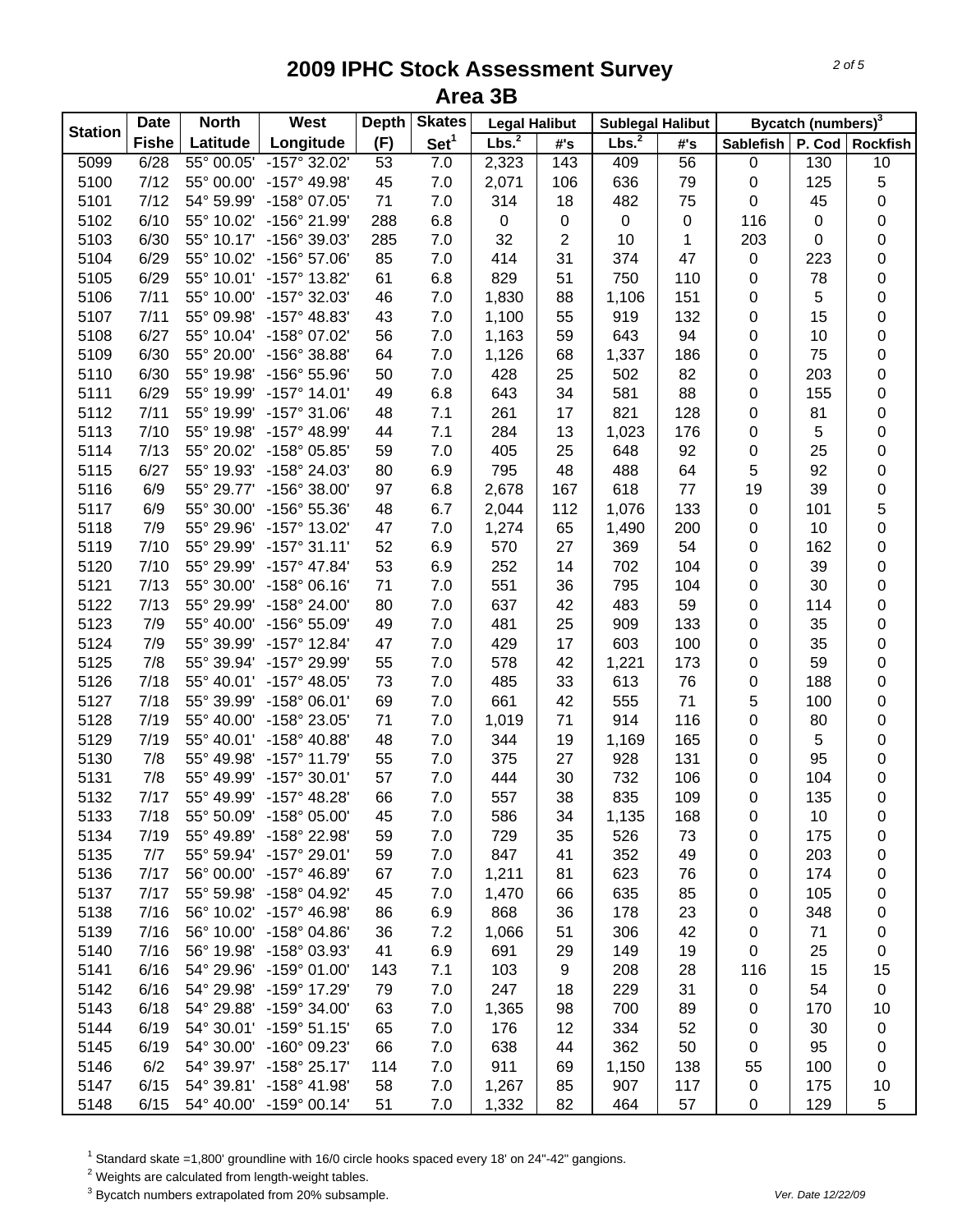# 2009 IPHC Stock Assessment Survey
## Area 3B

| Station | Date | North | West | Depth | Skates | Legal Halibut | | Sublegal Halibut | | Bycatch (numbers)[3] | | |
|---|---|---|---|---|---|---|---|---|---|---|---|---|
| | Fishe | Latitude | Longitude | (F) | Set[1] | Lbs.[2] | #'s | Lbs.[2] | #'s | Sablefish | P. Cod | Rockfish |
| 5099 | 6/28 | 55° 00.05' | -157° 32.02' | 53 | 7.0 | 2,323 | 143 | 409 | 56 | 0 | 130 | 10 |
| 5100 | 7/12 | 55° 00.00' | -157° 49.98' | 45 | 7.0 | 2,071 | 106 | 636 | 79 | 0 | 125 | 5 |
| 5101 | 7/12 | 54° 59.99' | -158° 07.05' | 71 | 7.0 | 314 | 18 | 482 | 75 | 0 | 45 | 0 |
| 5102 | 6/10 | 55° 10.02' | -156° 21.99' | 288 | 6.8 | 0 | 0 | 0 | 0 | 116 | 0 | 0 |
| 5103 | 6/30 | 55° 10.17' | -156° 39.03' | 285 | 7.0 | 32 | 2 | 10 | 1 | 203 | 0 | 0 |
| 5104 | 6/29 | 55° 10.02' | -156° 57.06' | 85 | 7.0 | 414 | 31 | 374 | 47 | 0 | 223 | 0 |
| 5105 | 6/29 | 55° 10.01' | -157° 13.82' | 61 | 6.8 | 829 | 51 | 750 | 110 | 0 | 78 | 0 |
| 5106 | 7/11 | 55° 10.00' | -157° 32.03' | 46 | 7.0 | 1,830 | 88 | 1,106 | 151 | 0 | 5 | 0 |
| 5107 | 7/11 | 55° 09.98' | -157° 48.83' | 43 | 7.0 | 1,100 | 55 | 919 | 132 | 0 | 15 | 0 |
| 5108 | 6/27 | 55° 10.04' | -158° 07.02' | 56 | 7.0 | 1,163 | 59 | 643 | 94 | 0 | 10 | 0 |
| 5109 | 6/30 | 55° 20.00' | -156° 38.88' | 64 | 7.0 | 1,126 | 68 | 1,337 | 186 | 0 | 75 | 0 |
| 5110 | 6/30 | 55° 19.98' | -156° 55.96' | 50 | 7.0 | 428 | 25 | 502 | 82 | 0 | 203 | 0 |
| 5111 | 6/29 | 55° 19.99' | -157° 14.01' | 49 | 6.8 | 643 | 34 | 581 | 88 | 0 | 155 | 0 |
| 5112 | 7/11 | 55° 19.99' | -157° 31.06' | 48 | 7.1 | 261 | 17 | 821 | 128 | 0 | 81 | 0 |
| 5113 | 7/10 | 55° 19.98' | -157° 48.99' | 44 | 7.1 | 284 | 13 | 1,023 | 176 | 0 | 5 | 0 |
| 5114 | 7/13 | 55° 20.02' | -158° 05.85' | 59 | 7.0 | 405 | 25 | 648 | 92 | 0 | 25 | 0 |
| 5115 | 6/27 | 55° 19.93' | -158° 24.03' | 80 | 6.9 | 795 | 48 | 488 | 64 | 5 | 92 | 0 |
| 5116 | 6/9 | 55° 29.77' | -156° 38.00' | 97 | 6.8 | 2,678 | 167 | 618 | 77 | 19 | 39 | 0 |
| 5117 | 6/9 | 55° 30.00' | -156° 55.36' | 48 | 6.7 | 2,044 | 112 | 1,076 | 133 | 0 | 101 | 5 |
| 5118 | 7/9 | 55° 29.96' | -157° 13.02' | 47 | 7.0 | 1,274 | 65 | 1,490 | 200 | 0 | 10 | 0 |
| 5119 | 7/10 | 55° 29.99' | -157° 31.11' | 52 | 6.9 | 570 | 27 | 369 | 54 | 0 | 162 | 0 |
| 5120 | 7/10 | 55° 29.99' | -157° 47.84' | 53 | 6.9 | 252 | 14 | 702 | 104 | 0 | 39 | 0 |
| 5121 | 7/13 | 55° 30.00' | -158° 06.16' | 71 | 7.0 | 551 | 36 | 795 | 104 | 0 | 30 | 0 |
| 5122 | 7/13 | 55° 29.99' | -158° 24.00' | 80 | 7.0 | 637 | 42 | 483 | 59 | 0 | 114 | 0 |
| 5123 | 7/9 | 55° 40.00' | -156° 55.09' | 49 | 7.0 | 481 | 25 | 909 | 133 | 0 | 35 | 0 |
| 5124 | 7/9 | 55° 39.99' | -157° 12.84' | 47 | 7.0 | 429 | 17 | 603 | 100 | 0 | 35 | 0 |
| 5125 | 7/8 | 55° 39.94' | -157° 29.99' | 55 | 7.0 | 578 | 42 | 1,221 | 173 | 0 | 59 | 0 |
| 5126 | 7/18 | 55° 40.01' | -157° 48.05' | 73 | 7.0 | 485 | 33 | 613 | 76 | 0 | 188 | 0 |
| 5127 | 7/18 | 55° 39.99' | -158° 06.01' | 69 | 7.0 | 661 | 42 | 555 | 71 | 5 | 100 | 0 |
| 5128 | 7/19 | 55° 40.00' | -158° 23.05' | 71 | 7.0 | 1,019 | 71 | 914 | 116 | 0 | 80 | 0 |
| 5129 | 7/19 | 55° 40.01' | -158° 40.88' | 48 | 7.0 | 344 | 19 | 1,169 | 165 | 0 | 5 | 0 |
| 5130 | 7/8 | 55° 49.98' | -157° 11.79' | 55 | 7.0 | 375 | 27 | 928 | 131 | 0 | 95 | 0 |
| 5131 | 7/8 | 55° 49.99' | -157° 30.01' | 57 | 7.0 | 444 | 30 | 732 | 106 | 0 | 104 | 0 |
| 5132 | 7/17 | 55° 49.99' | -157° 48.28' | 66 | 7.0 | 557 | 38 | 835 | 109 | 0 | 135 | 0 |
| 5133 | 7/18 | 55° 50.09' | -158° 05.00' | 45 | 7.0 | 586 | 34 | 1,135 | 168 | 0 | 10 | 0 |
| 5134 | 7/19 | 55° 49.89' | -158° 22.98' | 59 | 7.0 | 729 | 35 | 526 | 73 | 0 | 175 | 0 |
| 5135 | 7/7 | 55° 59.94' | -157° 29.01' | 59 | 7.0 | 847 | 41 | 352 | 49 | 0 | 203 | 0 |
| 5136 | 7/17 | 56° 00.00' | -157° 46.89' | 67 | 7.0 | 1,211 | 81 | 623 | 76 | 0 | 174 | 0 |
| 5137 | 7/17 | 55° 59.98' | -158° 04.92' | 45 | 7.0 | 1,470 | 66 | 635 | 85 | 0 | 105 | 0 |
| 5138 | 7/16 | 56° 10.02' | -157° 46.98' | 86 | 6.9 | 868 | 36 | 178 | 23 | 0 | 348 | 0 |
| 5139 | 7/16 | 56° 10.00' | -158° 04.86' | 36 | 7.2 | 1,066 | 51 | 306 | 42 | 0 | 71 | 0 |
| 5140 | 7/16 | 56° 19.98' | -158° 03.93' | 41 | 6.9 | 691 | 29 | 149 | 19 | 0 | 25 | 0 |
| 5141 | 6/16 | 54° 29.96' | -159° 01.00' | 143 | 7.1 | 103 | 9 | 208 | 28 | 116 | 15 | 15 |
| 5142 | 6/16 | 54° 29.98' | -159° 17.29' | 79 | 7.0 | 247 | 18 | 229 | 31 | 0 | 54 | 0 |
| 5143 | 6/18 | 54° 29.88' | -159° 34.00' | 63 | 7.0 | 1,365 | 98 | 700 | 89 | 0 | 170 | 10 |
| 5144 | 6/19 | 54° 30.01' | -159° 51.15' | 65 | 7.0 | 176 | 12 | 334 | 52 | 0 | 30 | 0 |
| 5145 | 6/19 | 54° 30.00' | -160° 09.23' | 66 | 7.0 | 638 | 44 | 362 | 50 | 0 | 95 | 0 |
| 5146 | 6/2 | 54° 39.97' | -158° 25.17' | 114 | 7.0 | 911 | 69 | 1,150 | 138 | 55 | 100 | 0 |
| 5147 | 6/15 | 54° 39.81' | -158° 41.98' | 58 | 7.0 | 1,267 | 85 | 907 | 117 | 0 | 175 | 10 |
| 5148 | 6/15 | 54° 40.00' | -159° 00.14' | 51 | 7.0 | 1,332 | 82 | 464 | 57 | 0 | 129 | 5 |

[1] Standard skate =1,800' groundline with 16/0 circle hooks spaced every 18' on 24"-42" gangions.
[2] Weights are calculated from length-weight tables.
[3] Bycatch numbers extrapolated from 20% subsample.

*Ver. Date 12/22/09*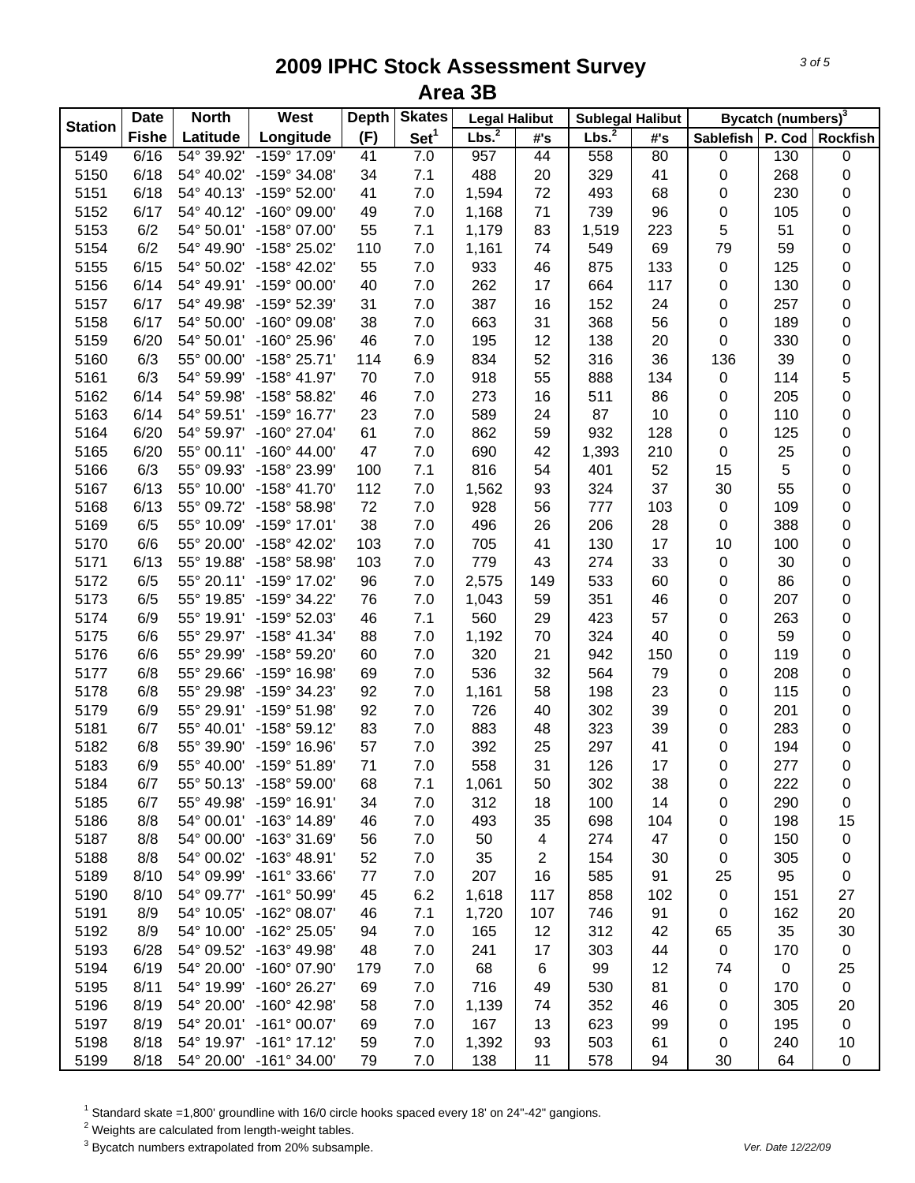# 2009 IPHC Stock Assessment Survey
## Area 3B

| Station | Date | North | West | Depth | Skates | Legal Halibut | | Sublegal Halibut | | Bycatch (numbers)[3] | | |
|---|---|---|---|---|---|---|---|---|---|---|---|---|
| | Fishe | Latitude | Longitude | (F) | Set[1] | Lbs.[2] | #'s | Lbs.[2] | #'s | Sablefish | P. Cod | Rockfish |
| 5149 | 6/16 | 54° 39.92' | -159° 17.09' | 41 | 7.0 | 957 | 44 | 558 | 80 | 0 | 130 | 0 |
| 5150 | 6/18 | 54° 40.02' | -159° 34.08' | 34 | 7.1 | 488 | 20 | 329 | 41 | 0 | 268 | 0 |
| 5151 | 6/18 | 54° 40.13' | -159° 52.00' | 41 | 7.0 | 1,594 | 72 | 493 | 68 | 0 | 230 | 0 |
| 5152 | 6/17 | 54° 40.12' | -160° 09.00' | 49 | 7.0 | 1,168 | 71 | 739 | 96 | 0 | 105 | 0 |
| 5153 | 6/2 | 54° 50.01' | -158° 07.00' | 55 | 7.1 | 1,179 | 83 | 1,519 | 223 | 5 | 51 | 0 |
| 5154 | 6/2 | 54° 49.90' | -158° 25.02' | 110 | 7.0 | 1,161 | 74 | 549 | 69 | 79 | 59 | 0 |
| 5155 | 6/15 | 54° 50.02' | -158° 42.02' | 55 | 7.0 | 933 | 46 | 875 | 133 | 0 | 125 | 0 |
| 5156 | 6/14 | 54° 49.91' | -159° 00.00' | 40 | 7.0 | 262 | 17 | 664 | 117 | 0 | 130 | 0 |
| 5157 | 6/17 | 54° 49.98' | -159° 52.39' | 31 | 7.0 | 387 | 16 | 152 | 24 | 0 | 257 | 0 |
| 5158 | 6/17 | 54° 50.00' | -160° 09.08' | 38 | 7.0 | 663 | 31 | 368 | 56 | 0 | 189 | 0 |
| 5159 | 6/20 | 54° 50.01' | -160° 25.96' | 46 | 7.0 | 195 | 12 | 138 | 20 | 0 | 330 | 0 |
| 5160 | 6/3 | 55° 00.00' | -158° 25.71' | 114 | 6.9 | 834 | 52 | 316 | 36 | 136 | 39 | 0 |
| 5161 | 6/3 | 54° 59.99' | -158° 41.97' | 70 | 7.0 | 918 | 55 | 888 | 134 | 0 | 114 | 5 |
| 5162 | 6/14 | 54° 59.98' | -158° 58.82' | 46 | 7.0 | 273 | 16 | 511 | 86 | 0 | 205 | 0 |
| 5163 | 6/14 | 54° 59.51' | -159° 16.77' | 23 | 7.0 | 589 | 24 | 87 | 10 | 0 | 110 | 0 |
| 5164 | 6/20 | 54° 59.97' | -160° 27.04' | 61 | 7.0 | 862 | 59 | 932 | 128 | 0 | 125 | 0 |
| 5165 | 6/20 | 55° 00.11' | -160° 44.00' | 47 | 7.0 | 690 | 42 | 1,393 | 210 | 0 | 25 | 0 |
| 5166 | 6/3 | 55° 09.93' | -158° 23.99' | 100 | 7.1 | 816 | 54 | 401 | 52 | 15 | 5 | 0 |
| 5167 | 6/13 | 55° 10.00' | -158° 41.70' | 112 | 7.0 | 1,562 | 93 | 324 | 37 | 30 | 55 | 0 |
| 5168 | 6/13 | 55° 09.72' | -158° 58.98' | 72 | 7.0 | 928 | 56 | 777 | 103 | 0 | 109 | 0 |
| 5169 | 6/5 | 55° 10.09' | -159° 17.01' | 38 | 7.0 | 496 | 26 | 206 | 28 | 0 | 388 | 0 |
| 5170 | 6/6 | 55° 20.00' | -158° 42.02' | 103 | 7.0 | 705 | 41 | 130 | 17 | 10 | 100 | 0 |
| 5171 | 6/13 | 55° 19.88' | -158° 58.98' | 103 | 7.0 | 779 | 43 | 274 | 33 | 0 | 30 | 0 |
| 5172 | 6/5 | 55° 20.11' | -159° 17.02' | 96 | 7.0 | 2,575 | 149 | 533 | 60 | 0 | 86 | 0 |
| 5173 | 6/5 | 55° 19.85' | -159° 34.22' | 76 | 7.0 | 1,043 | 59 | 351 | 46 | 0 | 207 | 0 |
| 5174 | 6/9 | 55° 19.91' | -159° 52.03' | 46 | 7.1 | 560 | 29 | 423 | 57 | 0 | 263 | 0 |
| 5175 | 6/6 | 55° 29.97' | -158° 41.34' | 88 | 7.0 | 1,192 | 70 | 324 | 40 | 0 | 59 | 0 |
| 5176 | 6/6 | 55° 29.99' | -158° 59.20' | 60 | 7.0 | 320 | 21 | 942 | 150 | 0 | 119 | 0 |
| 5177 | 6/8 | 55° 29.66' | -159° 16.98' | 69 | 7.0 | 536 | 32 | 564 | 79 | 0 | 208 | 0 |
| 5178 | 6/8 | 55° 29.98' | -159° 34.23' | 92 | 7.0 | 1,161 | 58 | 198 | 23 | 0 | 115 | 0 |
| 5179 | 6/9 | 55° 29.91' | -159° 51.98' | 92 | 7.0 | 726 | 40 | 302 | 39 | 0 | 201 | 0 |
| 5181 | 6/7 | 55° 40.01' | -158° 59.12' | 83 | 7.0 | 883 | 48 | 323 | 39 | 0 | 283 | 0 |
| 5182 | 6/8 | 55° 39.90' | -159° 16.96' | 57 | 7.0 | 392 | 25 | 297 | 41 | 0 | 194 | 0 |
| 5183 | 6/9 | 55° 40.00' | -159° 51.89' | 71 | 7.0 | 558 | 31 | 126 | 17 | 0 | 277 | 0 |
| 5184 | 6/7 | 55° 50.13' | -158° 59.00' | 68 | 7.1 | 1,061 | 50 | 302 | 38 | 0 | 222 | 0 |
| 5185 | 6/7 | 55° 49.98' | -159° 16.91' | 34 | 7.0 | 312 | 18 | 100 | 14 | 0 | 290 | 0 |
| 5186 | 8/8 | 54° 00.01' | -163° 14.89' | 46 | 7.0 | 493 | 35 | 698 | 104 | 0 | 198 | 15 |
| 5187 | 8/8 | 54° 00.00' | -163° 31.69' | 56 | 7.0 | 50 | 4 | 274 | 47 | 0 | 150 | 0 |
| 5188 | 8/8 | 54° 00.02' | -163° 48.91' | 52 | 7.0 | 35 | 2 | 154 | 30 | 0 | 305 | 0 |
| 5189 | 8/10 | 54° 09.99' | -161° 33.66' | 77 | 7.0 | 207 | 16 | 585 | 91 | 25 | 95 | 0 |
| 5190 | 8/10 | 54° 09.77' | -161° 50.99' | 45 | 6.2 | 1,618 | 117 | 858 | 102 | 0 | 151 | 27 |
| 5191 | 8/9 | 54° 10.05' | -162° 08.07' | 46 | 7.1 | 1,720 | 107 | 746 | 91 | 0 | 162 | 20 |
| 5192 | 8/9 | 54° 10.00' | -162° 25.05' | 94 | 7.0 | 165 | 12 | 312 | 42 | 65 | 35 | 30 |
| 5193 | 6/28 | 54° 09.52' | -163° 49.98' | 48 | 7.0 | 241 | 17 | 303 | 44 | 0 | 170 | 0 |
| 5194 | 6/19 | 54° 20.00' | -160° 07.90' | 179 | 7.0 | 68 | 6 | 99 | 12 | 74 | 0 | 25 |
| 5195 | 8/11 | 54° 19.99' | -160° 26.27' | 69 | 7.0 | 716 | 49 | 530 | 81 | 0 | 170 | 0 |
| 5196 | 8/19 | 54° 20.00' | -160° 42.98' | 58 | 7.0 | 1,139 | 74 | 352 | 46 | 0 | 305 | 20 |
| 5197 | 8/19 | 54° 20.01' | -161° 00.07' | 69 | 7.0 | 167 | 13 | 623 | 99 | 0 | 195 | 0 |
| 5198 | 8/18 | 54° 19.97' | -161° 17.12' | 59 | 7.0 | 1,392 | 93 | 503 | 61 | 0 | 240 | 10 |
| 5199 | 8/18 | 54° 20.00' | -161° 34.00' | 79 | 7.0 | 138 | 11 | 578 | 94 | 30 | 64 | 0 |

[1] Standard skate =1,800' groundline with 16/0 circle hooks spaced every 18' on 24"-42" gangions.
[2] Weights are calculated from length-weight tables.
[3] Bycatch numbers extrapolated from 20% subsample.

*Ver. Date 12/22/09*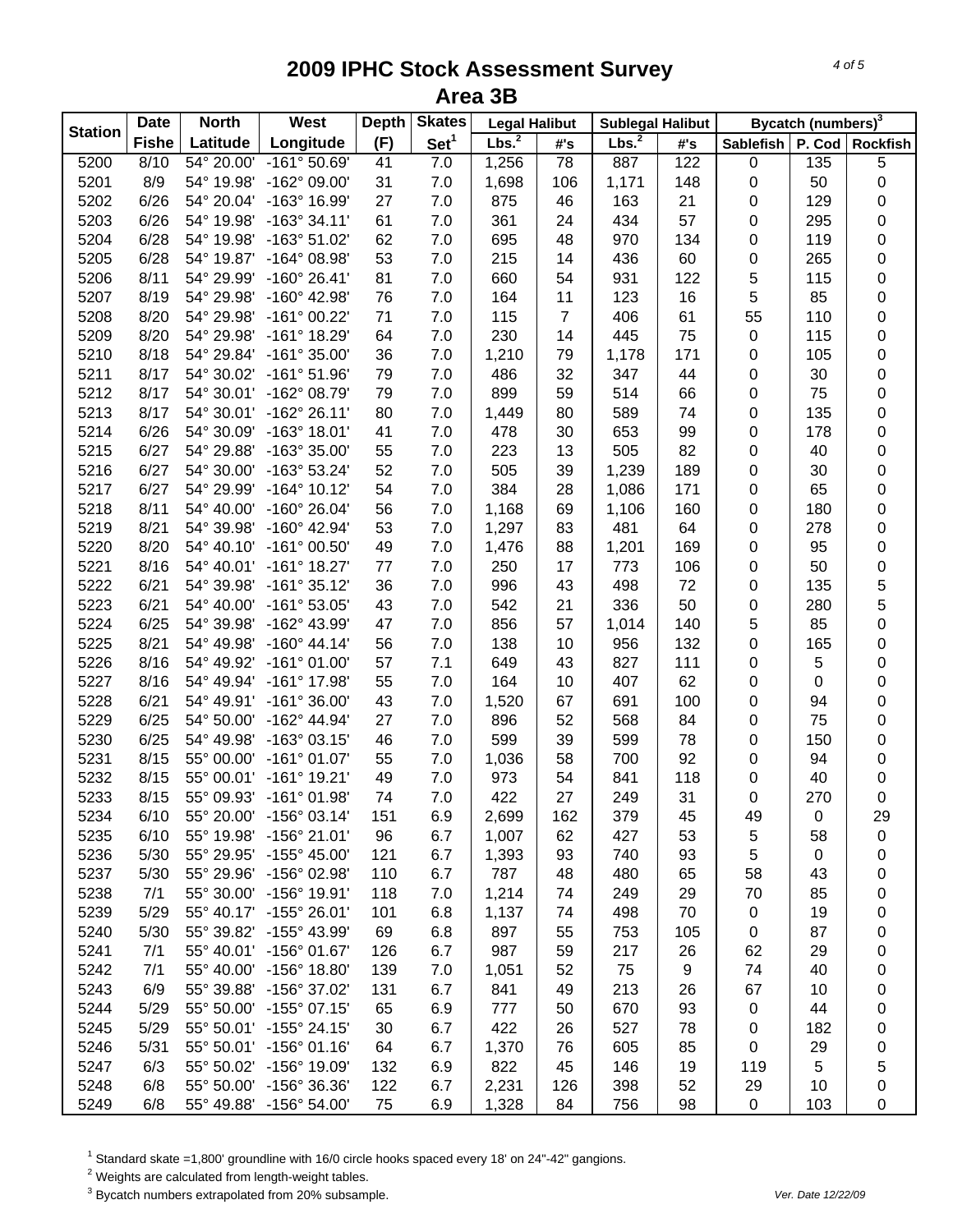# 2009 IPHC Stock Assessment Survey
## Area 3B

| Station | Date | North | West | Depth | Skates | Legal Halibut | | Sublegal Halibut | | Bycatch (numbers)[3] | | |
|---|---|---|---|---|---|---|---|---|---|---|---|---|
| | Fishe | Latitude | Longitude | (F) | Set[1] | Lbs.[2] | #'s | Lbs.[2] | #'s | Sablefish | P. Cod | Rockfish |
| 5200 | 8/10 | 54° 20.00' | -161° 50.69' | 41 | 7.0 | 1,256 | 78 | 887 | 122 | 0 | 135 | 5 |
| 5201 | 8/9 | 54° 19.98' | -162° 09.00' | 31 | 7.0 | 1,698 | 106 | 1,171 | 148 | 0 | 50 | 0 |
| 5202 | 6/26 | 54° 20.04' | -163° 16.99' | 27 | 7.0 | 875 | 46 | 163 | 21 | 0 | 129 | 0 |
| 5203 | 6/26 | 54° 19.98' | -163° 34.11' | 61 | 7.0 | 361 | 24 | 434 | 57 | 0 | 295 | 0 |
| 5204 | 6/28 | 54° 19.98' | -163° 51.02' | 62 | 7.0 | 695 | 48 | 970 | 134 | 0 | 119 | 0 |
| 5205 | 6/28 | 54° 19.87' | -164° 08.98' | 53 | 7.0 | 215 | 14 | 436 | 60 | 0 | 265 | 0 |
| 5206 | 8/11 | 54° 29.99' | -160° 26.41' | 81 | 7.0 | 660 | 54 | 931 | 122 | 5 | 115 | 0 |
| 5207 | 8/19 | 54° 29.98' | -160° 42.98' | 76 | 7.0 | 164 | 11 | 123 | 16 | 5 | 85 | 0 |
| 5208 | 8/20 | 54° 29.98' | -161° 00.22' | 71 | 7.0 | 115 | 7 | 406 | 61 | 55 | 110 | 0 |
| 5209 | 8/20 | 54° 29.98' | -161° 18.29' | 64 | 7.0 | 230 | 14 | 445 | 75 | 0 | 115 | 0 |
| 5210 | 8/18 | 54° 29.84' | -161° 35.00' | 36 | 7.0 | 1,210 | 79 | 1,178 | 171 | 0 | 105 | 0 |
| 5211 | 8/17 | 54° 30.02' | -161° 51.96' | 79 | 7.0 | 486 | 32 | 347 | 44 | 0 | 30 | 0 |
| 5212 | 8/17 | 54° 30.01' | -162° 08.79' | 79 | 7.0 | 899 | 59 | 514 | 66 | 0 | 75 | 0 |
| 5213 | 8/17 | 54° 30.01' | -162° 26.11' | 80 | 7.0 | 1,449 | 80 | 589 | 74 | 0 | 135 | 0 |
| 5214 | 6/26 | 54° 30.09' | -163° 18.01' | 41 | 7.0 | 478 | 30 | 653 | 99 | 0 | 178 | 0 |
| 5215 | 6/27 | 54° 29.88' | -163° 35.00' | 55 | 7.0 | 223 | 13 | 505 | 82 | 0 | 40 | 0 |
| 5216 | 6/27 | 54° 30.00' | -163° 53.24' | 52 | 7.0 | 505 | 39 | 1,239 | 189 | 0 | 30 | 0 |
| 5217 | 6/27 | 54° 29.99' | -164° 10.12' | 54 | 7.0 | 384 | 28 | 1,086 | 171 | 0 | 65 | 0 |
| 5218 | 8/11 | 54° 40.00' | -160° 26.04' | 56 | 7.0 | 1,168 | 69 | 1,106 | 160 | 0 | 180 | 0 |
| 5219 | 8/21 | 54° 39.98' | -160° 42.94' | 53 | 7.0 | 1,297 | 83 | 481 | 64 | 0 | 278 | 0 |
| 5220 | 8/20 | 54° 40.10' | -161° 00.50' | 49 | 7.0 | 1,476 | 88 | 1,201 | 169 | 0 | 95 | 0 |
| 5221 | 8/16 | 54° 40.01' | -161° 18.27' | 77 | 7.0 | 250 | 17 | 773 | 106 | 0 | 50 | 0 |
| 5222 | 6/21 | 54° 39.98' | -161° 35.12' | 36 | 7.0 | 996 | 43 | 498 | 72 | 0 | 135 | 5 |
| 5223 | 6/21 | 54° 40.00' | -161° 53.05' | 43 | 7.0 | 542 | 21 | 336 | 50 | 0 | 280 | 5 |
| 5224 | 6/25 | 54° 39.98' | -162° 43.99' | 47 | 7.0 | 856 | 57 | 1,014 | 140 | 5 | 85 | 0 |
| 5225 | 8/21 | 54° 49.98' | -160° 44.14' | 56 | 7.0 | 138 | 10 | 956 | 132 | 0 | 165 | 0 |
| 5226 | 8/16 | 54° 49.92' | -161° 01.00' | 57 | 7.1 | 649 | 43 | 827 | 111 | 0 | 5 | 0 |
| 5227 | 8/16 | 54° 49.94' | -161° 17.98' | 55 | 7.0 | 164 | 10 | 407 | 62 | 0 | 0 | 0 |
| 5228 | 6/21 | 54° 49.91' | -161° 36.00' | 43 | 7.0 | 1,520 | 67 | 691 | 100 | 0 | 94 | 0 |
| 5229 | 6/25 | 54° 50.00' | -162° 44.94' | 27 | 7.0 | 896 | 52 | 568 | 84 | 0 | 75 | 0 |
| 5230 | 6/25 | 54° 49.98' | -163° 03.15' | 46 | 7.0 | 599 | 39 | 599 | 78 | 0 | 150 | 0 |
| 5231 | 8/15 | 55° 00.00' | -161° 01.07' | 55 | 7.0 | 1,036 | 58 | 700 | 92 | 0 | 94 | 0 |
| 5232 | 8/15 | 55° 00.01' | -161° 19.21' | 49 | 7.0 | 973 | 54 | 841 | 118 | 0 | 40 | 0 |
| 5233 | 8/15 | 55° 09.93' | -161° 01.98' | 74 | 7.0 | 422 | 27 | 249 | 31 | 0 | 270 | 0 |
| 5234 | 6/10 | 55° 20.00' | -156° 03.14' | 151 | 6.9 | 2,699 | 162 | 379 | 45 | 49 | 0 | 29 |
| 5235 | 6/10 | 55° 19.98' | -156° 21.01' | 96 | 6.7 | 1,007 | 62 | 427 | 53 | 5 | 58 | 0 |
| 5236 | 5/30 | 55° 29.95' | -155° 45.00' | 121 | 6.7 | 1,393 | 93 | 740 | 93 | 5 | 0 | 0 |
| 5237 | 5/30 | 55° 29.96' | -156° 02.98' | 110 | 6.7 | 787 | 48 | 480 | 65 | 58 | 43 | 0 |
| 5238 | 7/1 | 55° 30.00' | -156° 19.91' | 118 | 7.0 | 1,214 | 74 | 249 | 29 | 70 | 85 | 0 |
| 5239 | 5/29 | 55° 40.17' | -155° 26.01' | 101 | 6.8 | 1,137 | 74 | 498 | 70 | 0 | 19 | 0 |
| 5240 | 5/30 | 55° 39.82' | -155° 43.99' | 69 | 6.8 | 897 | 55 | 753 | 105 | 0 | 87 | 0 |
| 5241 | 7/1 | 55° 40.01' | -156° 01.67' | 126 | 6.7 | 987 | 59 | 217 | 26 | 62 | 29 | 0 |
| 5242 | 7/1 | 55° 40.00' | -156° 18.80' | 139 | 7.0 | 1,051 | 52 | 75 | 9 | 74 | 40 | 0 |
| 5243 | 6/9 | 55° 39.88' | -156° 37.02' | 131 | 6.7 | 841 | 49 | 213 | 26 | 67 | 10 | 0 |
| 5244 | 5/29 | 55° 50.00' | -155° 07.15' | 65 | 6.9 | 777 | 50 | 670 | 93 | 0 | 44 | 0 |
| 5245 | 5/29 | 55° 50.01' | -155° 24.15' | 30 | 6.7 | 422 | 26 | 527 | 78 | 0 | 182 | 0 |
| 5246 | 5/31 | 55° 50.01' | -156° 01.16' | 64 | 6.7 | 1,370 | 76 | 605 | 85 | 0 | 29 | 0 |
| 5247 | 6/3 | 55° 50.02' | -156° 19.09' | 132 | 6.9 | 822 | 45 | 146 | 19 | 119 | 5 | 5 |
| 5248 | 6/8 | 55° 50.00' | -156° 36.36' | 122 | 6.7 | 2,231 | 126 | 398 | 52 | 29 | 10 | 0 |
| 5249 | 6/8 | 55° 49.88' | -156° 54.00' | 75 | 6.9 | 1,328 | 84 | 756 | 98 | 0 | 103 | 0 |

[1] Standard skate =1,800' groundline with 16/0 circle hooks spaced every 18' on 24"-42" gangions.

[2] Weights are calculated from length-weight tables.

[3] Bycatch numbers extrapolated from 20% subsample.

*Ver. Date 12/22/09*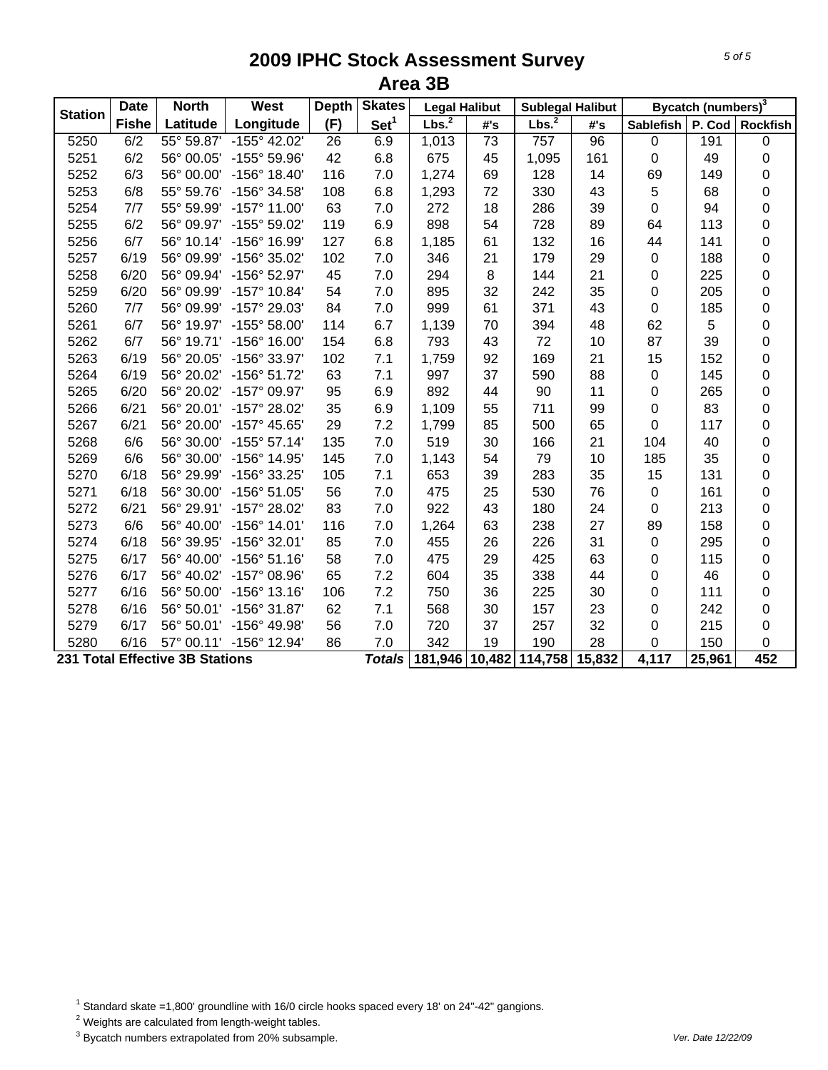# 2009 IPHC Stock Assessment Survey
## Area 3B

| Station | Date | North | West | Depth | Skates | Legal Halibut | | Sublegal Halibut | | Bycatch (numbers)[3] | | |
|---|---|---|---|---|---|---|---|---|---|---|---|---|
| | Fishe | Latitude | Longitude | (F) | Set[1] | Lbs.[2] | #'s | Lbs.[2] | #'s | Sablefish | P. Cod | Rockfish |
| 5250 | 6/2 | 55° 59.87' | -155° 42.02' | 26 | 6.9 | 1,013 | 73 | 757 | 96 | 0 | 191 | 0 |
| 5251 | 6/2 | 56° 00.05' | -155° 59.96' | 42 | 6.8 | 675 | 45 | 1,095 | 161 | 0 | 49 | 0 |
| 5252 | 6/3 | 56° 00.00' | -156° 18.40' | 116 | 7.0 | 1,274 | 69 | 128 | 14 | 69 | 149 | 0 |
| 5253 | 6/8 | 55° 59.76' | -156° 34.58' | 108 | 6.8 | 1,293 | 72 | 330 | 43 | 5 | 68 | 0 |
| 5254 | 7/7 | 55° 59.99' | -157° 11.00' | 63 | 7.0 | 272 | 18 | 286 | 39 | 0 | 94 | 0 |
| 5255 | 6/2 | 56° 09.97' | -155° 59.02' | 119 | 6.9 | 898 | 54 | 728 | 89 | 64 | 113 | 0 |
| 5256 | 6/7 | 56° 10.14' | -156° 16.99' | 127 | 6.8 | 1,185 | 61 | 132 | 16 | 44 | 141 | 0 |
| 5257 | 6/19 | 56° 09.99' | -156° 35.02' | 102 | 7.0 | 346 | 21 | 179 | 29 | 0 | 188 | 0 |
| 5258 | 6/20 | 56° 09.94' | -156° 52.97' | 45 | 7.0 | 294 | 8 | 144 | 21 | 0 | 225 | 0 |
| 5259 | 6/20 | 56° 09.99' | -157° 10.84' | 54 | 7.0 | 895 | 32 | 242 | 35 | 0 | 205 | 0 |
| 5260 | 7/7 | 56° 09.99' | -157° 29.03' | 84 | 7.0 | 999 | 61 | 371 | 43 | 0 | 185 | 0 |
| 5261 | 6/7 | 56° 19.97' | -155° 58.00' | 114 | 6.7 | 1,139 | 70 | 394 | 48 | 62 | 5 | 0 |
| 5262 | 6/7 | 56° 19.71' | -156° 16.00' | 154 | 6.8 | 793 | 43 | 72 | 10 | 87 | 39 | 0 |
| 5263 | 6/19 | 56° 20.05' | -156° 33.97' | 102 | 7.1 | 1,759 | 92 | 169 | 21 | 15 | 152 | 0 |
| 5264 | 6/19 | 56° 20.02' | -156° 51.72' | 63 | 7.1 | 997 | 37 | 590 | 88 | 0 | 145 | 0 |
| 5265 | 6/20 | 56° 20.02' | -157° 09.97' | 95 | 6.9 | 892 | 44 | 90 | 11 | 0 | 265 | 0 |
| 5266 | 6/21 | 56° 20.01' | -157° 28.02' | 35 | 6.9 | 1,109 | 55 | 711 | 99 | 0 | 83 | 0 |
| 5267 | 6/21 | 56° 20.00' | -157° 45.65' | 29 | 7.2 | 1,799 | 85 | 500 | 65 | 0 | 117 | 0 |
| 5268 | 6/6 | 56° 30.00' | -155° 57.14' | 135 | 7.0 | 519 | 30 | 166 | 21 | 104 | 40 | 0 |
| 5269 | 6/6 | 56° 30.00' | -156° 14.95' | 145 | 7.0 | 1,143 | 54 | 79 | 10 | 185 | 35 | 0 |
| 5270 | 6/18 | 56° 29.99' | -156° 33.25' | 105 | 7.1 | 653 | 39 | 283 | 35 | 15 | 131 | 0 |
| 5271 | 6/18 | 56° 30.00' | -156° 51.05' | 56 | 7.0 | 475 | 25 | 530 | 76 | 0 | 161 | 0 |
| 5272 | 6/21 | 56° 29.91' | -157° 28.02' | 83 | 7.0 | 922 | 43 | 180 | 24 | 0 | 213 | 0 |
| 5273 | 6/6 | 56° 40.00' | -156° 14.01' | 116 | 7.0 | 1,264 | 63 | 238 | 27 | 89 | 158 | 0 |
| 5274 | 6/18 | 56° 39.95' | -156° 32.01' | 85 | 7.0 | 455 | 26 | 226 | 31 | 0 | 295 | 0 |
| 5275 | 6/17 | 56° 40.00' | -156° 51.16' | 58 | 7.0 | 475 | 29 | 425 | 63 | 0 | 115 | 0 |
| 5276 | 6/17 | 56° 40.02' | -157° 08.96' | 65 | 7.2 | 604 | 35 | 338 | 44 | 0 | 46 | 0 |
| 5277 | 6/16 | 56° 50.00' | -156° 13.16' | 106 | 7.2 | 750 | 36 | 225 | 30 | 0 | 111 | 0 |
| 5278 | 6/16 | 56° 50.01' | -156° 31.87' | 62 | 7.1 | 568 | 30 | 157 | 23 | 0 | 242 | 0 |
| 5279 | 6/17 | 56° 50.01' | -156° 49.98' | 56 | 7.0 | 720 | 37 | 257 | 32 | 0 | 215 | 0 |
| 5280 | 6/16 | 57° 00.11' | -156° 12.94' | 86 | 7.0 | 342 | 19 | 190 | 28 | 0 | 150 | 0 |
| **231 Total Effective 3B Stations** | | | | | ***Totals*** | **181,946** | **10,482** | **114,758** | **15,832** | **4,117** | **25,961** | **452** |

[1] Standard skate =1,800' groundline with 16/0 circle hooks spaced every 18' on 24"-42" gangions.

[2] Weights are calculated from length-weight tables.

[3] Bycatch numbers extrapolated from 20% subsample.

*Ver. Date 12/22/09*